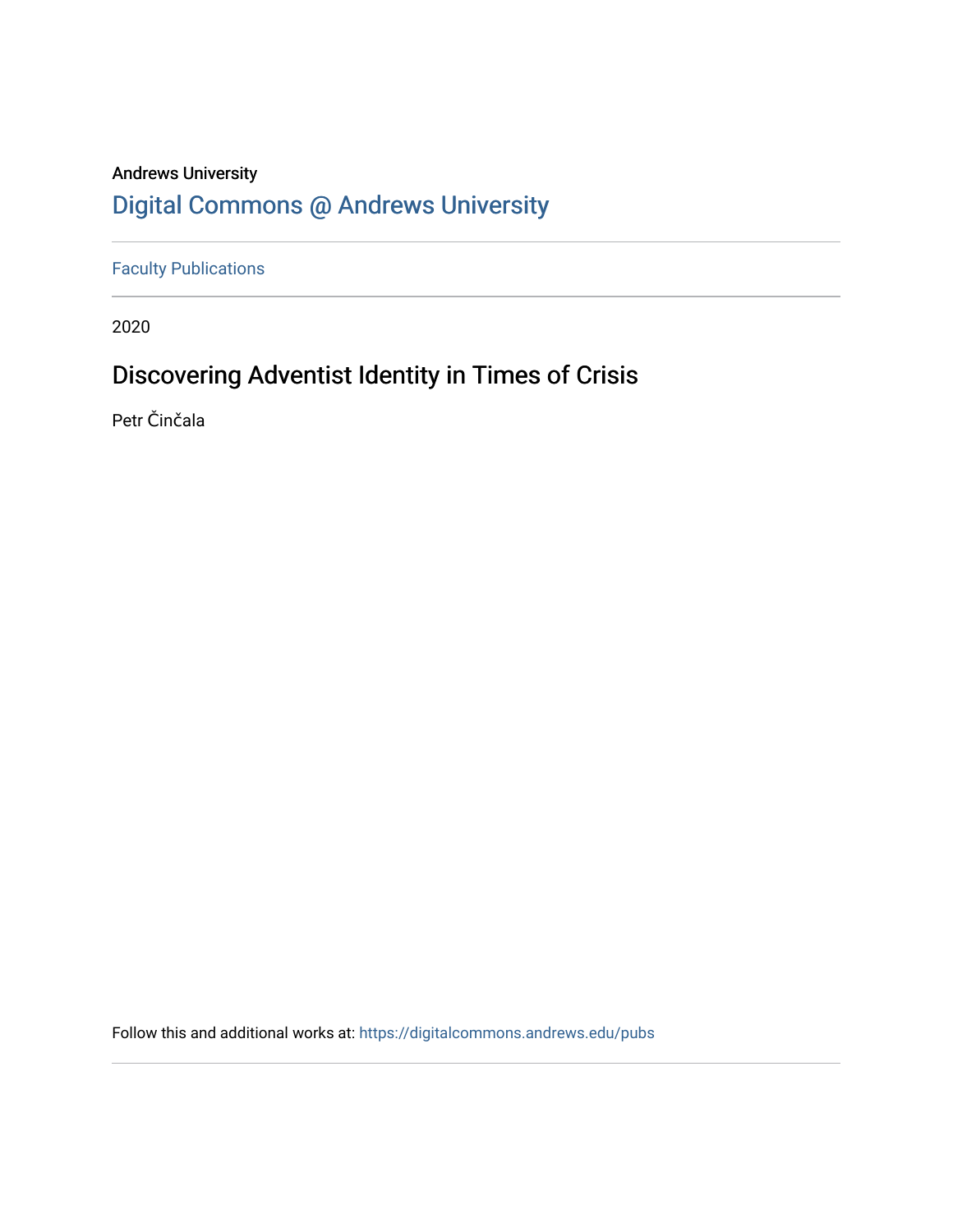Andrews University

Digital Commons @ Andrews University

Faculty Publications

2020

# Discovering Adventist Identity in Times of Crisis

Petr Činčala

Follow this and additional works at: https://digitalcommons.andrews.edu/pubs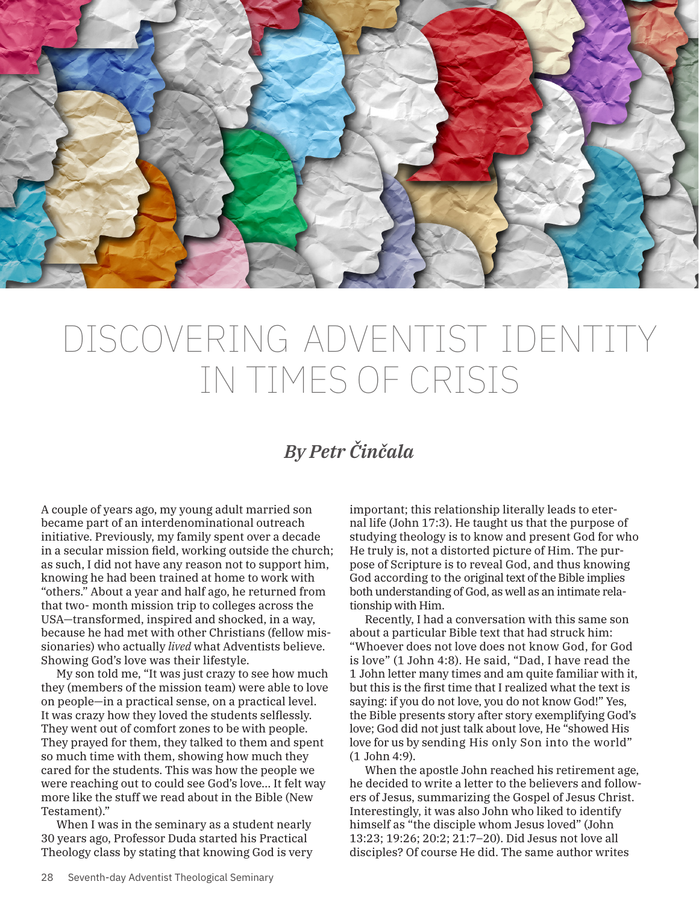# DISCOVERING ADVENTIST IDENTITY IN TIMES OF CRISIS

## *By Petr Činčala*

A couple of years ago, my young adult married son became part of an interdenominational outreach initiative. Previously, my family spent over a decade in a secular mission field, working outside the church; as such, I did not have any reason not to support him, knowing he had been trained at home to work with "others." About a year and half ago, he returned from that two- month mission trip to colleges across the USA—transformed, inspired and shocked, in a way, because he had met with other Christians (fellow missionaries) who actually *lived* what Adventists believe. Showing God's love was their lifestyle.

My son told me, "It was just crazy to see how much they (members of the mission team) were able to love on people—in a practical sense, on a practical level. It was crazy how they loved the students selflessly. They went out of comfort zones to be with people. They prayed for them, they talked to them and spent so much time with them, showing how much they cared for the students. This was how the people we were reaching out to could see God's love... It felt way more like the stuff we read about in the Bible (New Testament)."

When I was in the seminary as a student nearly 30 years ago, Professor Duda started his Practical Theology class by stating that knowing God is very important; this relationship literally leads to eternal life (John 17:3). He taught us that the purpose of studying theology is to know and present God for who He truly is, not a distorted picture of Him. The purpose of Scripture is to reveal God, and thus knowing God according to the original text of the Bible implies both understanding of God, as well as an intimate relationship with Him.

Recently, I had a conversation with this same son about a particular Bible text that had struck him: "Whoever does not love does not know God, for God is love" (1 John 4:8). He said, "Dad, I have read the 1 John letter many times and am quite familiar with it, but this is the first time that I realized what the text is saying: if you do not love, you do not know God!" Yes, the Bible presents story after story exemplifying God's love; God did not just talk about love, He "showed His love for us by sending His only Son into the world" (1 John 4:9).

When the apostle John reached his retirement age, he decided to write a letter to the believers and followers of Jesus, summarizing the Gospel of Jesus Christ. Interestingly, it was also John who liked to identify himself as "the disciple whom Jesus loved" (John 13:23; 19:26; 20:2; 21:7–20). Did Jesus not love all disciples? Of course He did. The same author writes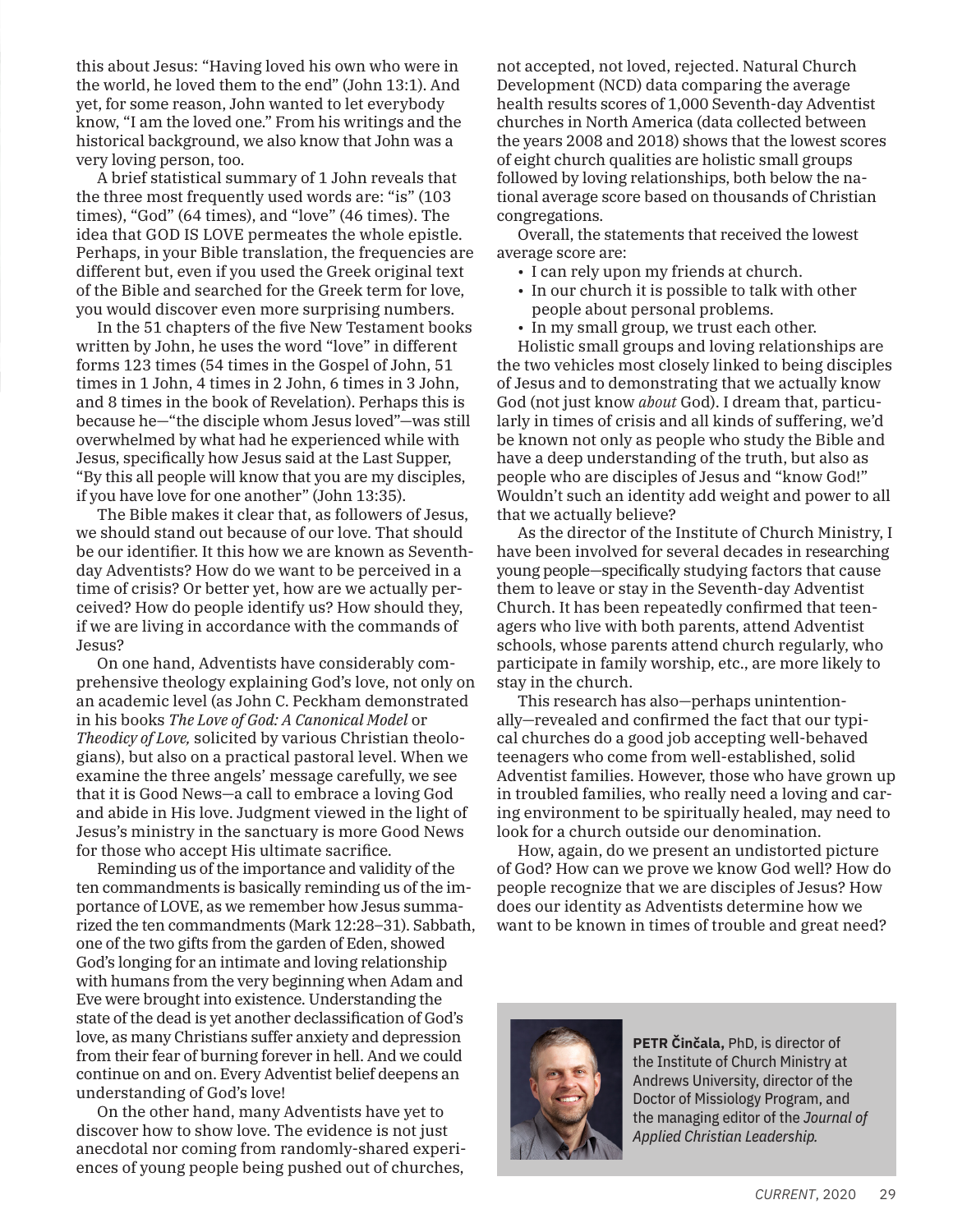this about Jesus: "Having loved his own who were in the world, he loved them to the end" (John 13:1). And yet, for some reason, John wanted to let everybody know, "I am the loved one." From his writings and the historical background, we also know that John was a very loving person, too.

A brief statistical summary of 1 John reveals that the three most frequently used words are: "is" (103 times), "God" (64 times), and "love" (46 times). The idea that GOD IS LOVE permeates the whole epistle. Perhaps, in your Bible translation, the frequencies are different but, even if you used the Greek original text of the Bible and searched for the Greek term for love, you would discover even more surprising numbers.

In the 51 chapters of the five New Testament books written by John, he uses the word "love" in different forms 123 times (54 times in the Gospel of John, 51 times in 1 John, 4 times in 2 John, 6 times in 3 John, and 8 times in the book of Revelation). Perhaps this is because he—"the disciple whom Jesus loved"—was still overwhelmed by what had he experienced while with Jesus, specifically how Jesus said at the Last Supper, "By this all people will know that you are my disciples, if you have love for one another" (John 13:35).

The Bible makes it clear that, as followers of Jesus, we should stand out because of our love. That should be our identifier. It this how we are known as Seventh-day Adventists? How do we want to be perceived in a time of crisis? Or better yet, how are we actually perceived? How do people identify us? How should they, if we are living in accordance with the commands of Jesus?

On one hand, Adventists have considerably comprehensive theology explaining God's love, not only on an academic level (as John C. Peckham demonstrated in his books *The Love of God: A Canonical Model* or *Theodicy of Love,* solicited by various Christian theologians), but also on a practical pastoral level. When we examine the three angels' message carefully, we see that it is Good News—a call to embrace a loving God and abide in His love. Judgment viewed in the light of Jesus's ministry in the sanctuary is more Good News for those who accept His ultimate sacrifice.

Reminding us of the importance and validity of the ten commandments is basically reminding us of the importance of LOVE, as we remember how Jesus summarized the ten commandments (Mark 12:28–31). Sabbath, one of the two gifts from the garden of Eden, showed God's longing for an intimate and loving relationship with humans from the very beginning when Adam and Eve were brought into existence. Understanding the state of the dead is yet another declassification of God's love, as many Christians suffer anxiety and depression from their fear of burning forever in hell. And we could continue on and on. Every Adventist belief deepens an understanding of God's love!

On the other hand, many Adventists have yet to discover how to show love. The evidence is not just anecdotal nor coming from randomly-shared experiences of young people being pushed out of churches, not accepted, not loved, rejected. Natural Church Development (NCD) data comparing the average health results scores of 1,000 Seventh-day Adventist churches in North America (data collected between the years 2008 and 2018) shows that the lowest scores of eight church qualities are holistic small groups followed by loving relationships, both below the national average score based on thousands of Christian congregations.

Overall, the statements that received the lowest average score are:

- I can rely upon my friends at church.
- In our church it is possible to talk with other people about personal problems.
- In my small group, we trust each other.

Holistic small groups and loving relationships are the two vehicles most closely linked to being disciples of Jesus and to demonstrating that we actually know God (not just know *about* God). I dream that, particularly in times of crisis and all kinds of suffering, we'd be known not only as people who study the Bible and have a deep understanding of the truth, but also as people who are disciples of Jesus and "know God!" Wouldn't such an identity add weight and power to all that we actually believe?

As the director of the Institute of Church Ministry, I have been involved for several decades in researching young people—specifically studying factors that cause them to leave or stay in the Seventh-day Adventist Church. It has been repeatedly confirmed that teenagers who live with both parents, attend Adventist schools, whose parents attend church regularly, who participate in family worship, etc., are more likely to stay in the church.

This research has also—perhaps unintentionally—revealed and confirmed the fact that our typical churches do a good job accepting well-behaved teenagers who come from well-established, solid Adventist families. However, those who have grown up in troubled families, who really need a loving and caring environment to be spiritually healed, may need to look for a church outside our denomination.

How, again, do we present an undistorted picture of God? How can we prove we know God well? How do people recognize that we are disciples of Jesus? How does our identity as Adventists determine how we want to be known in times of trouble and great need?

**PETR Činčala,** PhD, is director of the Institute of Church Ministry at Andrews University, director of the Doctor of Missiology Program, and the managing editor of the *Journal of Applied Christian Leadership.*